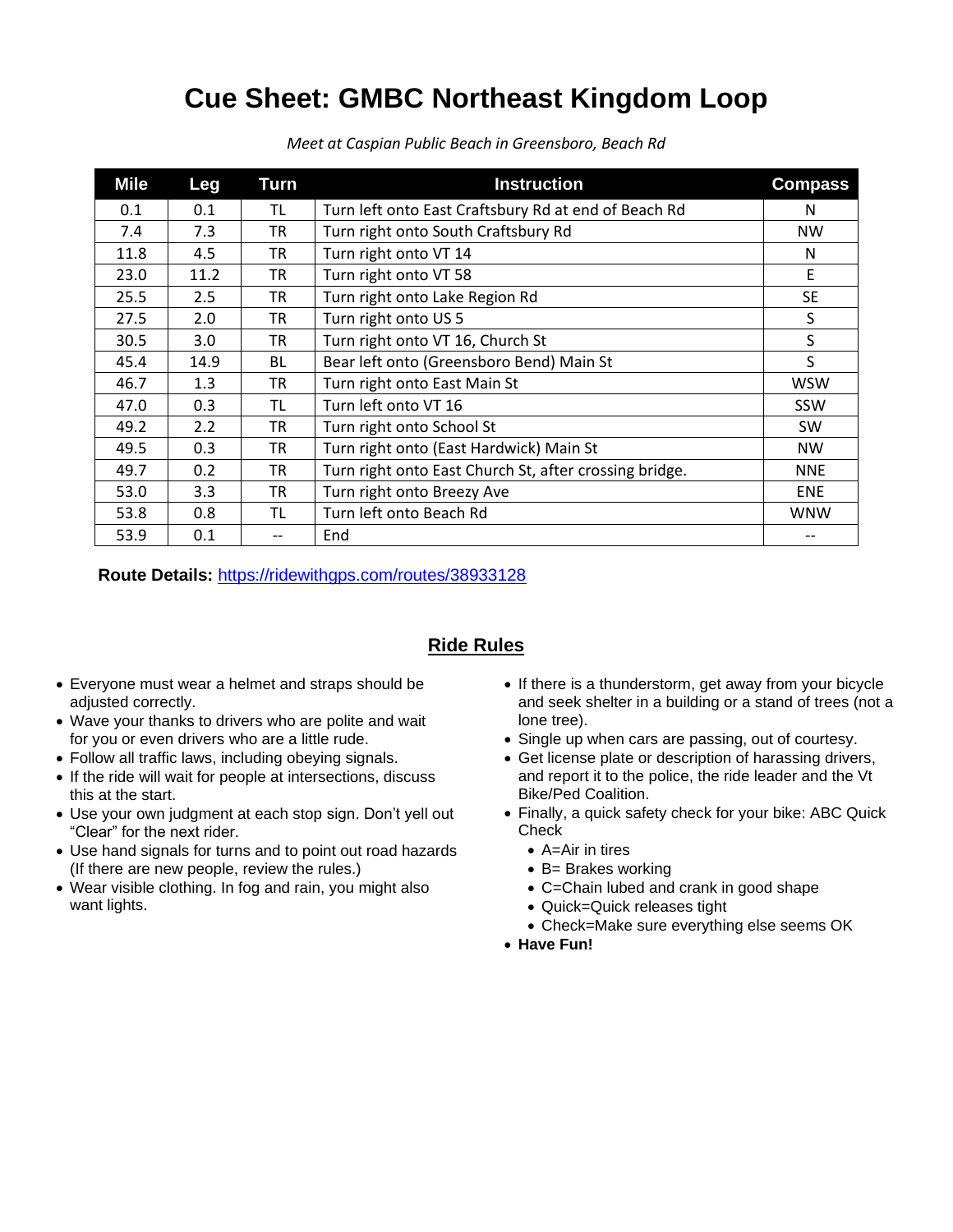# Cue Sheet: GMBC Northeast Kingdom Loop

*Meet at Caspian Public Beach in Greensboro, Beach Rd*

| Mile | Leg | Turn | Instruction | Compass |
|---|---|---|---|---|
| 0.1 | 0.1 | TL | Turn left onto East Craftsbury Rd at end of Beach Rd | N |
| 7.4 | 7.3 | TR | Turn right onto South Craftsbury Rd | NW |
| 11.8 | 4.5 | TR | Turn right onto VT 14 | N |
| 23.0 | 11.2 | TR | Turn right onto VT 58 | E |
| 25.5 | 2.5 | TR | Turn right onto Lake Region Rd | SE |
| 27.5 | 2.0 | TR | Turn right onto US 5 | S |
| 30.5 | 3.0 | TR | Turn right onto VT 16, Church St | S |
| 45.4 | 14.9 | BL | Bear left onto (Greensboro Bend) Main St | S |
| 46.7 | 1.3 | TR | Turn right onto East Main St | WSW |
| 47.0 | 0.3 | TL | Turn left onto VT 16 | SSW |
| 49.2 | 2.2 | TR | Turn right onto School St | SW |
| 49.5 | 0.3 | TR | Turn right onto (East Hardwick) Main St | NW |
| 49.7 | 0.2 | TR | Turn right onto East Church St, after crossing bridge. | NNE |
| 53.0 | 3.3 | TR | Turn right onto Breezy Ave | ENE |
| 53.8 | 0.8 | TL | Turn left onto Beach Rd | WNW |
| 53.9 | 0.1 | -- | End | -- |

**Route Details:** https://ridewithgps.com/routes/38933128

## Ride Rules

- Everyone must wear a helmet and straps should be adjusted correctly.
- Wave your thanks to drivers who are polite and wait for you or even drivers who are a little rude.
- Follow all traffic laws, including obeying signals.
- If the ride will wait for people at intersections, discuss this at the start.
- Use your own judgment at each stop sign. Don't yell out "Clear" for the next rider.
- Use hand signals for turns and to point out road hazards (If there are new people, review the rules.)
- Wear visible clothing. In fog and rain, you might also want lights.
- If there is a thunderstorm, get away from your bicycle and seek shelter in a building or a stand of trees (not a lone tree).
- Single up when cars are passing, out of courtesy.
- Get license plate or description of harassing drivers, and report it to the police, the ride leader and the Vt Bike/Ped Coalition.
- Finally, a quick safety check for your bike: ABC Quick Check
  - A=Air in tires
  - B= Brakes working
  - C=Chain lubed and crank in good shape
  - Quick=Quick releases tight
  - Check=Make sure everything else seems OK
- **Have Fun!**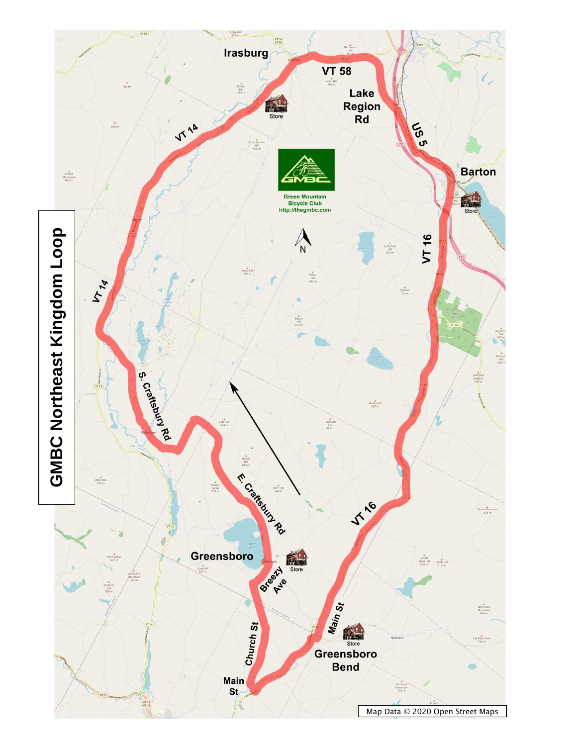# GMBC Northeast Kingdom Loop

Irasburg

VT 58

Lake Region Rd

US 5

Barton

Store

VT 14

Store

Green Mountain Bicycle Club
http://thegmbc.com

N

VT 16

VT 14

S. Craftsbury Rd

E. Craftsbury Rd

VT 16

Greensboro

Store

Breezy Ave

Church St

Main St

Store

Greensboro Bend

Main St

Map Data © 2020 Open Street Maps